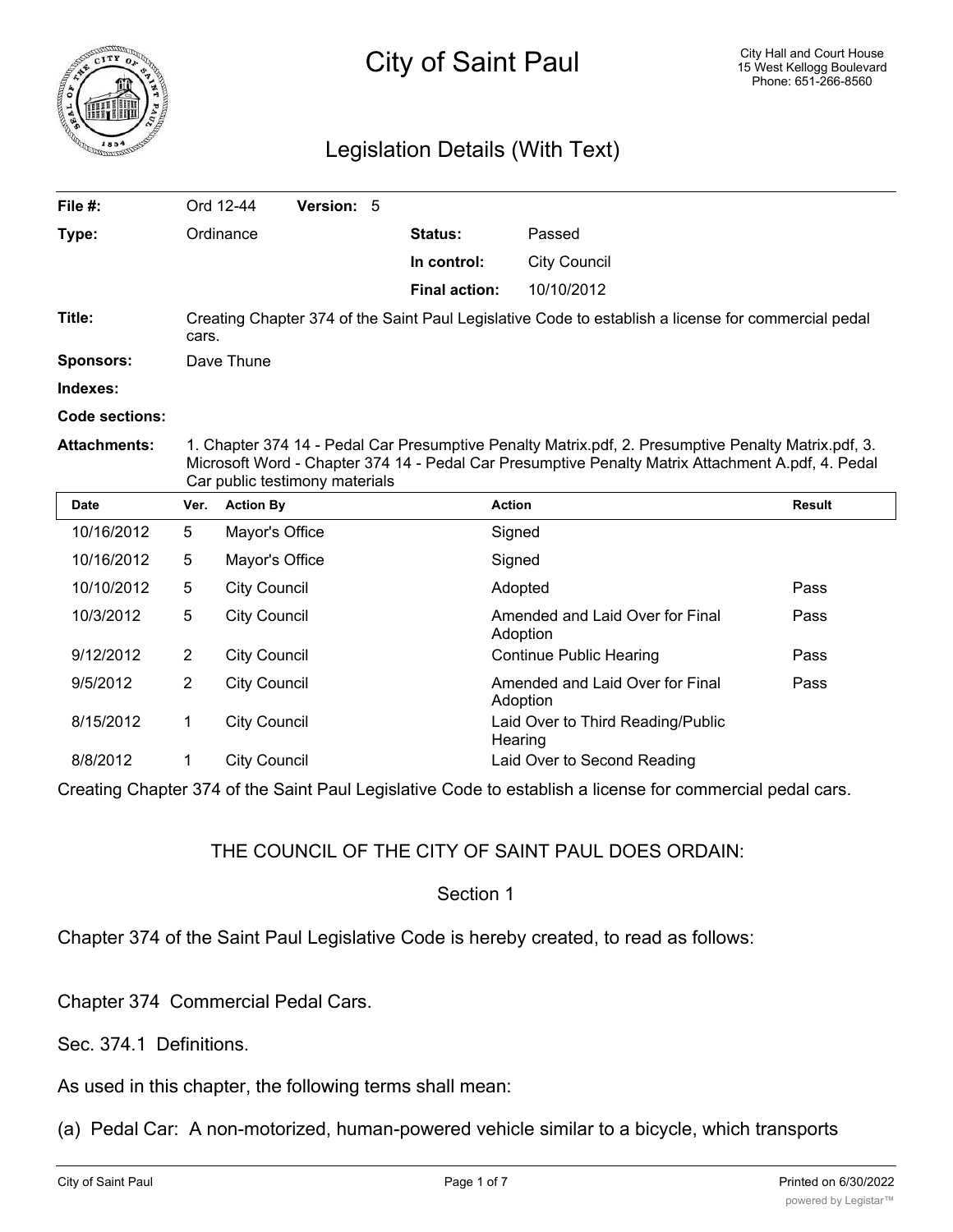# City of Saint Paul

City Hall and Court House
15 West Kellogg Boulevard
Phone: 651-266-8560

## Legislation Details (With Text)

| | | | |
|---|---|---|---|
| **File #:** | Ord 12-44 **Version:** 5 | | |
| **Type:** | Ordinance | **Status:** | Passed |
| | | **In control:** | City Council |
| | | **Final action:** | 10/10/2012 |

**Title:** Creating Chapter 374 of the Saint Paul Legislative Code to establish a license for commercial pedal cars.

**Sponsors:** Dave Thune

**Indexes:**

**Code sections:**

**Attachments:** 1. Chapter 374 14 - Pedal Car Presumptive Penalty Matrix.pdf, 2. Presumptive Penalty Matrix.pdf, 3. Microsoft Word - Chapter 374 14 - Pedal Car Presumptive Penalty Matrix Attachment A.pdf, 4. Pedal Car public testimony materials

| Date | Ver. | Action By | Action | Result |
|---|---|---|---|---|
| 10/16/2012 | 5 | Mayor's Office | Signed | |
| 10/16/2012 | 5 | Mayor's Office | Signed | |
| 10/10/2012 | 5 | City Council | Adopted | Pass |
| 10/3/2012 | 5 | City Council | Amended and Laid Over for Final Adoption | Pass |
| 9/12/2012 | 2 | City Council | Continue Public Hearing | Pass |
| 9/5/2012 | 2 | City Council | Amended and Laid Over for Final Adoption | Pass |
| 8/15/2012 | 1 | City Council | Laid Over to Third Reading/Public Hearing | |
| 8/8/2012 | 1 | City Council | Laid Over to Second Reading | |

Creating Chapter 374 of the Saint Paul Legislative Code to establish a license for commercial pedal cars.

THE COUNCIL OF THE CITY OF SAINT PAUL DOES ORDAIN:

Section 1

Chapter 374 of the Saint Paul Legislative Code is hereby created, to read as follows:

Chapter 374 Commercial Pedal Cars.

Sec. 374.1 Definitions.

As used in this chapter, the following terms shall mean:

(a) Pedal Car: A non-motorized, human-powered vehicle similar to a bicycle, which transports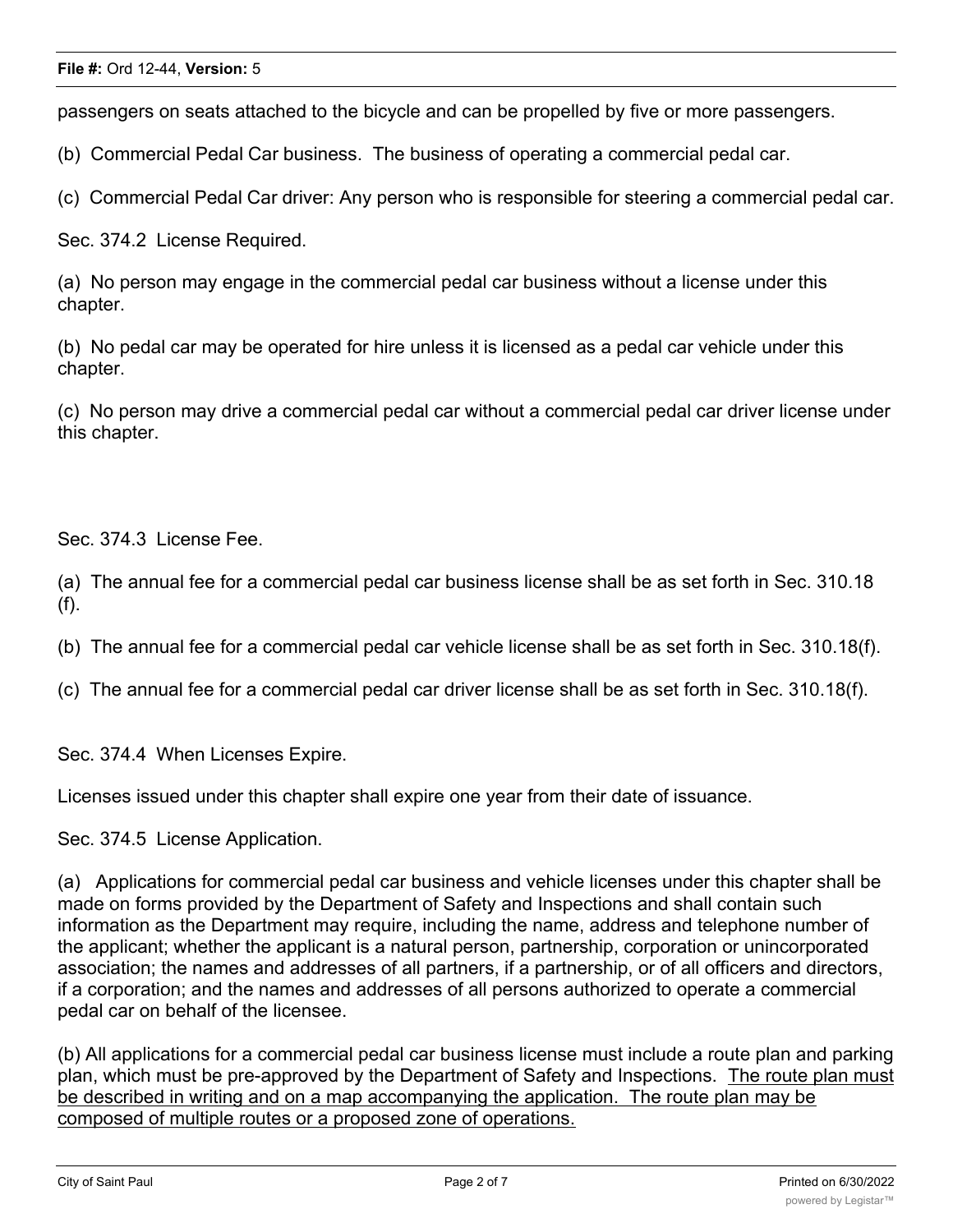passengers on seats attached to the bicycle and can be propelled by five or more passengers.

(b) Commercial Pedal Car business. The business of operating a commercial pedal car.

(c) Commercial Pedal Car driver: Any person who is responsible for steering a commercial pedal car.

Sec. 374.2 License Required.

(a) No person may engage in the commercial pedal car business without a license under this chapter.

(b) No pedal car may be operated for hire unless it is licensed as a pedal car vehicle under this chapter.

(c) No person may drive a commercial pedal car without a commercial pedal car driver license under this chapter.

Sec. 374.3 License Fee.

(a) The annual fee for a commercial pedal car business license shall be as set forth in Sec. 310.18 (f).

(b) The annual fee for a commercial pedal car vehicle license shall be as set forth in Sec. 310.18(f).

(c) The annual fee for a commercial pedal car driver license shall be as set forth in Sec. 310.18(f).

Sec. 374.4 When Licenses Expire.

Licenses issued under this chapter shall expire one year from their date of issuance.

Sec. 374.5 License Application.

(a) Applications for commercial pedal car business and vehicle licenses under this chapter shall be made on forms provided by the Department of Safety and Inspections and shall contain such information as the Department may require, including the name, address and telephone number of the applicant; whether the applicant is a natural person, partnership, corporation or unincorporated association; the names and addresses of all partners, if a partnership, or of all officers and directors, if a corporation; and the names and addresses of all persons authorized to operate a commercial pedal car on behalf of the licensee.

(b) All applications for a commercial pedal car business license must include a route plan and parking plan, which must be pre-approved by the Department of Safety and Inspections. <u>The route plan must be described in writing and on a map accompanying the application. The route plan may be composed of multiple routes or a proposed zone of operations.</u>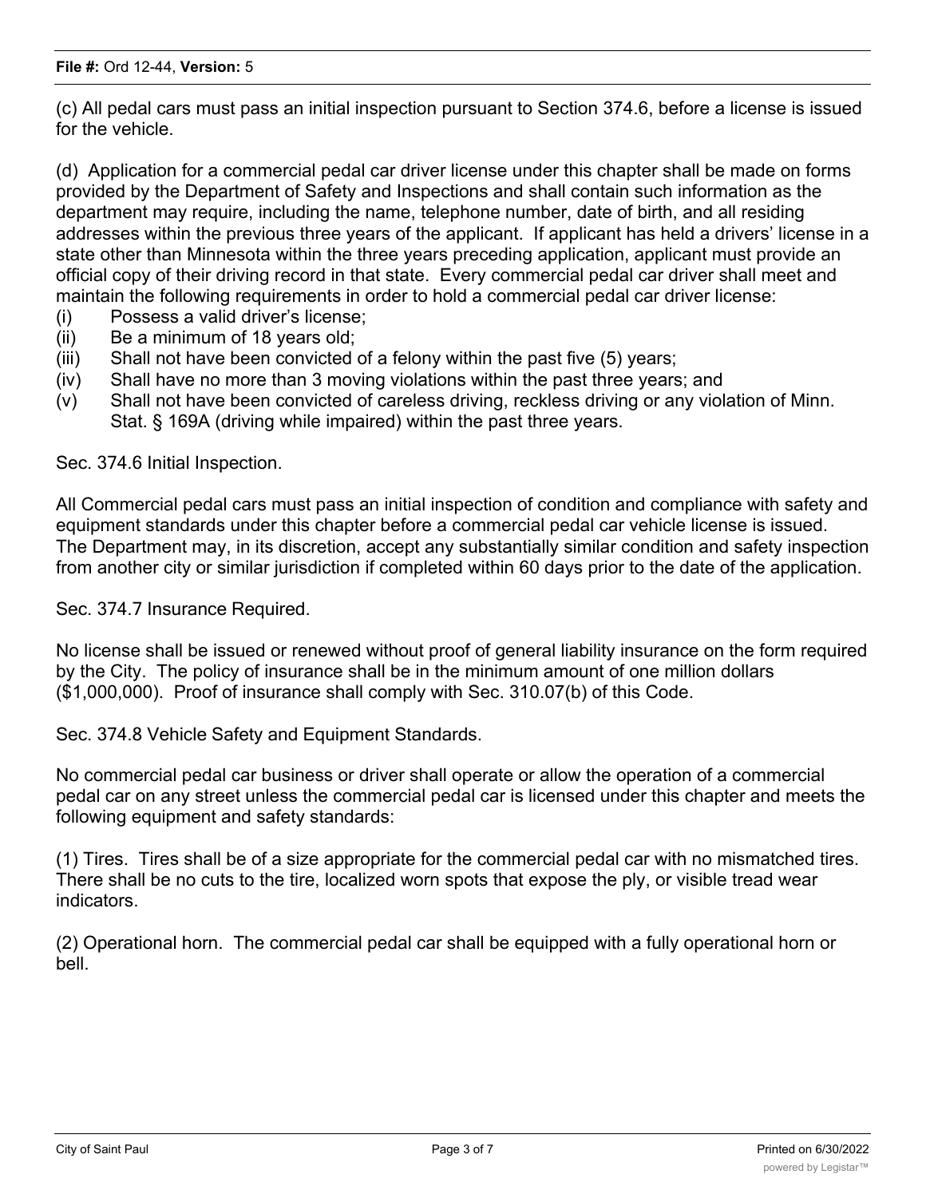(c) All pedal cars must pass an initial inspection pursuant to Section 374.6, before a license is issued for the vehicle.

(d) Application for a commercial pedal car driver license under this chapter shall be made on forms provided by the Department of Safety and Inspections and shall contain such information as the department may require, including the name, telephone number, date of birth, and all residing addresses within the previous three years of the applicant. If applicant has held a drivers' license in a state other than Minnesota within the three years preceding application, applicant must provide an official copy of their driving record in that state. Every commercial pedal car driver shall meet and maintain the following requirements in order to hold a commercial pedal car driver license:

(i) Possess a valid driver's license;
(ii) Be a minimum of 18 years old;
(iii) Shall not have been convicted of a felony within the past five (5) years;
(iv) Shall have no more than 3 moving violations within the past three years; and
(v) Shall not have been convicted of careless driving, reckless driving or any violation of Minn. Stat. § 169A (driving while impaired) within the past three years.

Sec. 374.6 Initial Inspection.

All Commercial pedal cars must pass an initial inspection of condition and compliance with safety and equipment standards under this chapter before a commercial pedal car vehicle license is issued. The Department may, in its discretion, accept any substantially similar condition and safety inspection from another city or similar jurisdiction if completed within 60 days prior to the date of the application.

Sec. 374.7 Insurance Required.

No license shall be issued or renewed without proof of general liability insurance on the form required by the City. The policy of insurance shall be in the minimum amount of one million dollars ($1,000,000). Proof of insurance shall comply with Sec. 310.07(b) of this Code.

Sec. 374.8 Vehicle Safety and Equipment Standards.

No commercial pedal car business or driver shall operate or allow the operation of a commercial pedal car on any street unless the commercial pedal car is licensed under this chapter and meets the following equipment and safety standards:

(1) Tires. Tires shall be of a size appropriate for the commercial pedal car with no mismatched tires. There shall be no cuts to the tire, localized worn spots that expose the ply, or visible tread wear indicators.

(2) Operational horn. The commercial pedal car shall be equipped with a fully operational horn or bell.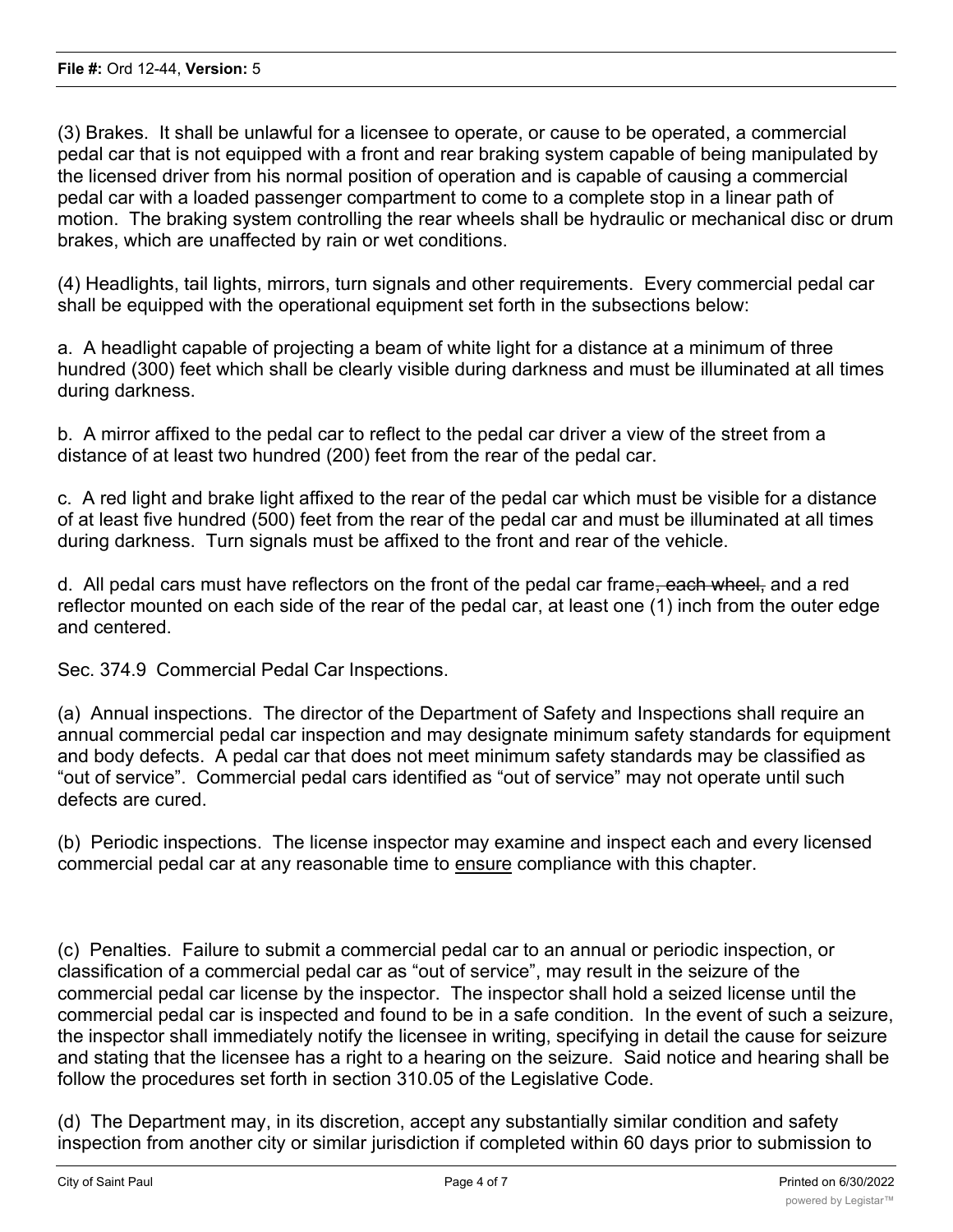(3) Brakes. It shall be unlawful for a licensee to operate, or cause to be operated, a commercial pedal car that is not equipped with a front and rear braking system capable of being manipulated by the licensed driver from his normal position of operation and is capable of causing a commercial pedal car with a loaded passenger compartment to come to a complete stop in a linear path of motion. The braking system controlling the rear wheels shall be hydraulic or mechanical disc or drum brakes, which are unaffected by rain or wet conditions.

(4) Headlights, tail lights, mirrors, turn signals and other requirements. Every commercial pedal car shall be equipped with the operational equipment set forth in the subsections below:

a. A headlight capable of projecting a beam of white light for a distance at a minimum of three hundred (300) feet which shall be clearly visible during darkness and must be illuminated at all times during darkness.

b. A mirror affixed to the pedal car to reflect to the pedal car driver a view of the street from a distance of at least two hundred (200) feet from the rear of the pedal car.

c. A red light and brake light affixed to the rear of the pedal car which must be visible for a distance of at least five hundred (500) feet from the rear of the pedal car and must be illuminated at all times during darkness. Turn signals must be affixed to the front and rear of the vehicle.

d. All pedal cars must have reflectors on the front of the pedal car frame~~, each wheel,~~ and a red reflector mounted on each side of the rear of the pedal car, at least one (1) inch from the outer edge and centered.

Sec. 374.9 Commercial Pedal Car Inspections.

(a) Annual inspections. The director of the Department of Safety and Inspections shall require an annual commercial pedal car inspection and may designate minimum safety standards for equipment and body defects. A pedal car that does not meet minimum safety standards may be classified as "out of service". Commercial pedal cars identified as "out of service" may not operate until such defects are cured.

(b) Periodic inspections. The license inspector may examine and inspect each and every licensed commercial pedal car at any reasonable time to <u>ensure</u> compliance with this chapter.

(c) Penalties. Failure to submit a commercial pedal car to an annual or periodic inspection, or classification of a commercial pedal car as "out of service", may result in the seizure of the commercial pedal car license by the inspector. The inspector shall hold a seized license until the commercial pedal car is inspected and found to be in a safe condition. In the event of such a seizure, the inspector shall immediately notify the licensee in writing, specifying in detail the cause for seizure and stating that the licensee has a right to a hearing on the seizure. Said notice and hearing shall be follow the procedures set forth in section 310.05 of the Legislative Code.

(d) The Department may, in its discretion, accept any substantially similar condition and safety inspection from another city or similar jurisdiction if completed within 60 days prior to submission to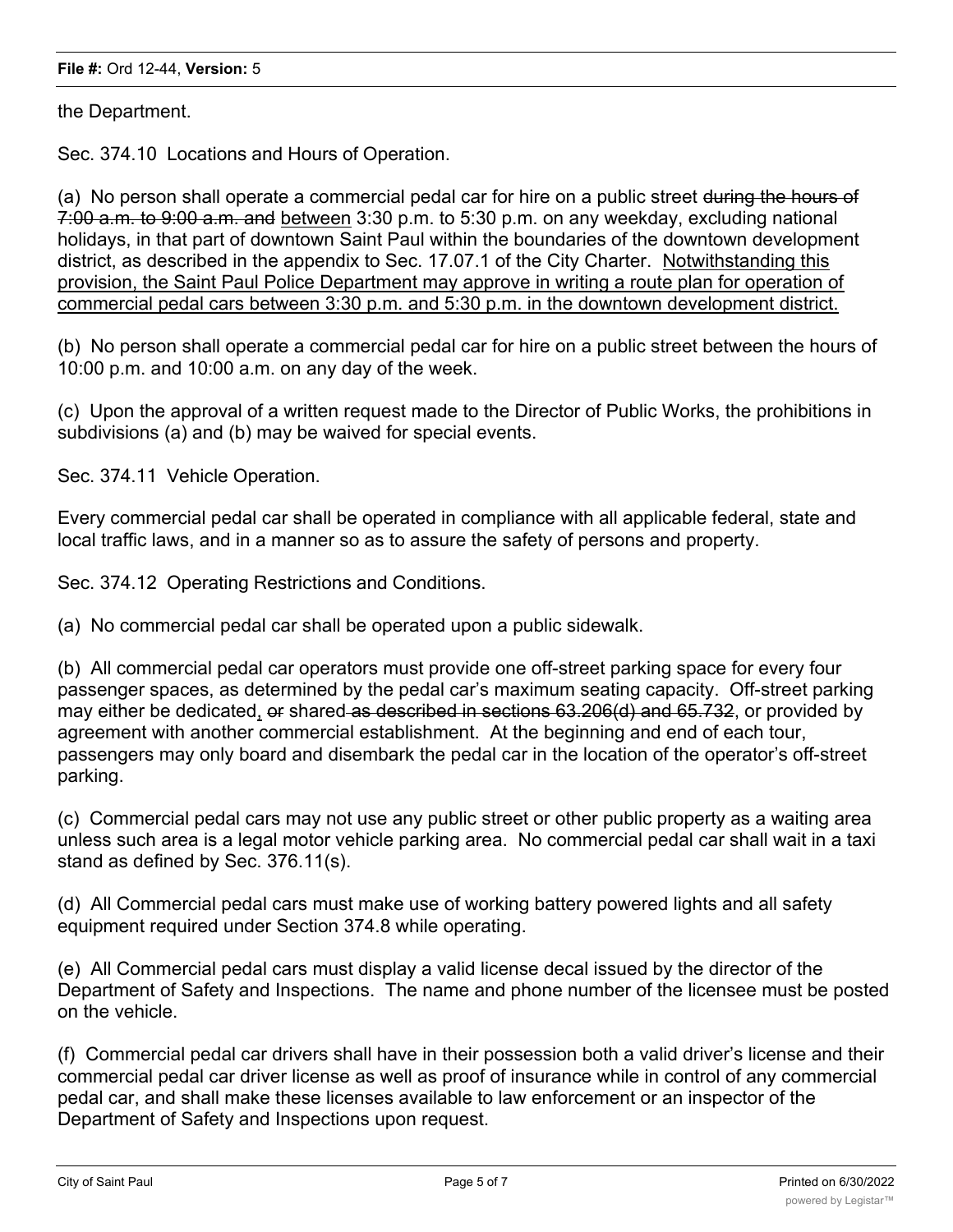the Department.

Sec. 374.10 Locations and Hours of Operation.

(a) No person shall operate a commercial pedal car for hire on a public street ~~during the hours of 7:00 a.m. to 9:00 a.m. and~~ <u>between</u> 3:30 p.m. to 5:30 p.m. on any weekday, excluding national holidays, in that part of downtown Saint Paul within the boundaries of the downtown development district, as described in the appendix to Sec. 17.07.1 of the City Charter. <u>Notwithstanding this provision, the Saint Paul Police Department may approve in writing a route plan for operation of commercial pedal cars between 3:30 p.m. and 5:30 p.m. in the downtown development district.</u>

(b) No person shall operate a commercial pedal car for hire on a public street between the hours of 10:00 p.m. and 10:00 a.m. on any day of the week.

(c) Upon the approval of a written request made to the Director of Public Works, the prohibitions in subdivisions (a) and (b) may be waived for special events.

Sec. 374.11 Vehicle Operation.

Every commercial pedal car shall be operated in compliance with all applicable federal, state and local traffic laws, and in a manner so as to assure the safety of persons and property.

Sec. 374.12 Operating Restrictions and Conditions.

(a) No commercial pedal car shall be operated upon a public sidewalk.

(b) All commercial pedal car operators must provide one off-street parking space for every four passenger spaces, as determined by the pedal car's maximum seating capacity. Off-street parking may either be dedicated<u>,</u> ~~or~~ shared ~~as described in sections 63.206(d) and 65.732~~, or provided by agreement with another commercial establishment. At the beginning and end of each tour, passengers may only board and disembark the pedal car in the location of the operator's off-street parking.

(c) Commercial pedal cars may not use any public street or other public property as a waiting area unless such area is a legal motor vehicle parking area. No commercial pedal car shall wait in a taxi stand as defined by Sec. 376.11(s).

(d) All Commercial pedal cars must make use of working battery powered lights and all safety equipment required under Section 374.8 while operating.

(e) All Commercial pedal cars must display a valid license decal issued by the director of the Department of Safety and Inspections. The name and phone number of the licensee must be posted on the vehicle.

(f) Commercial pedal car drivers shall have in their possession both a valid driver's license and their commercial pedal car driver license as well as proof of insurance while in control of any commercial pedal car, and shall make these licenses available to law enforcement or an inspector of the Department of Safety and Inspections upon request.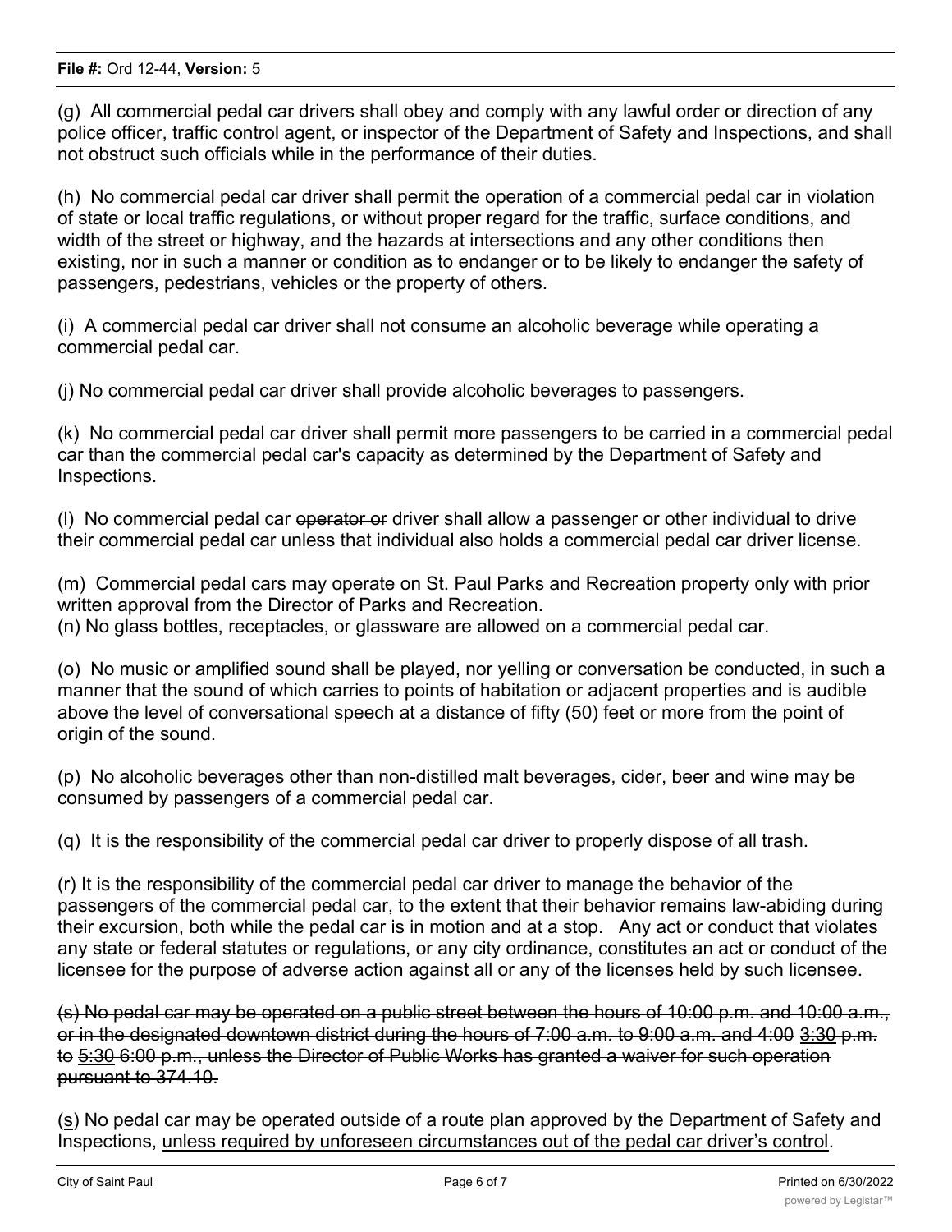(g) All commercial pedal car drivers shall obey and comply with any lawful order or direction of any police officer, traffic control agent, or inspector of the Department of Safety and Inspections, and shall not obstruct such officials while in the performance of their duties.

(h) No commercial pedal car driver shall permit the operation of a commercial pedal car in violation of state or local traffic regulations, or without proper regard for the traffic, surface conditions, and width of the street or highway, and the hazards at intersections and any other conditions then existing, nor in such a manner or condition as to endanger or to be likely to endanger the safety of passengers, pedestrians, vehicles or the property of others.

(i) A commercial pedal car driver shall not consume an alcoholic beverage while operating a commercial pedal car.

(j) No commercial pedal car driver shall provide alcoholic beverages to passengers.

(k) No commercial pedal car driver shall permit more passengers to be carried in a commercial pedal car than the commercial pedal car's capacity as determined by the Department of Safety and Inspections.

(l) No commercial pedal car ~~operator or~~ driver shall allow a passenger or other individual to drive their commercial pedal car unless that individual also holds a commercial pedal car driver license.

(m) Commercial pedal cars may operate on St. Paul Parks and Recreation property only with prior written approval from the Director of Parks and Recreation.
(n) No glass bottles, receptacles, or glassware are allowed on a commercial pedal car.

(o) No music or amplified sound shall be played, nor yelling or conversation be conducted, in such a manner that the sound of which carries to points of habitation or adjacent properties and is audible above the level of conversational speech at a distance of fifty (50) feet or more from the point of origin of the sound.

(p) No alcoholic beverages other than non-distilled malt beverages, cider, beer and wine may be consumed by passengers of a commercial pedal car.

(q) It is the responsibility of the commercial pedal car driver to properly dispose of all trash.

(r) It is the responsibility of the commercial pedal car driver to manage the behavior of the passengers of the commercial pedal car, to the extent that their behavior remains law-abiding during their excursion, both while the pedal car is in motion and at a stop. Any act or conduct that violates any state or federal statutes or regulations, or any city ordinance, constitutes an act or conduct of the licensee for the purpose of adverse action against all or any of the licenses held by such licensee.

~~(s) No pedal car may be operated on a public street between the hours of 10:00 p.m. and 10:00 a.m., or in the designated downtown district during the hours of 7:00 a.m. to 9:00 a.m. and 4:00 3:30 p.m. to 5:30 6:00 p.m., unless the Director of Public Works has granted a waiver for such operation pursuant to 374.10.~~

(<u>s</u>) No pedal car may be operated outside of a route plan approved by the Department of Safety and Inspections, <u>unless required by unforeseen circumstances out of the pedal car driver's control</u>.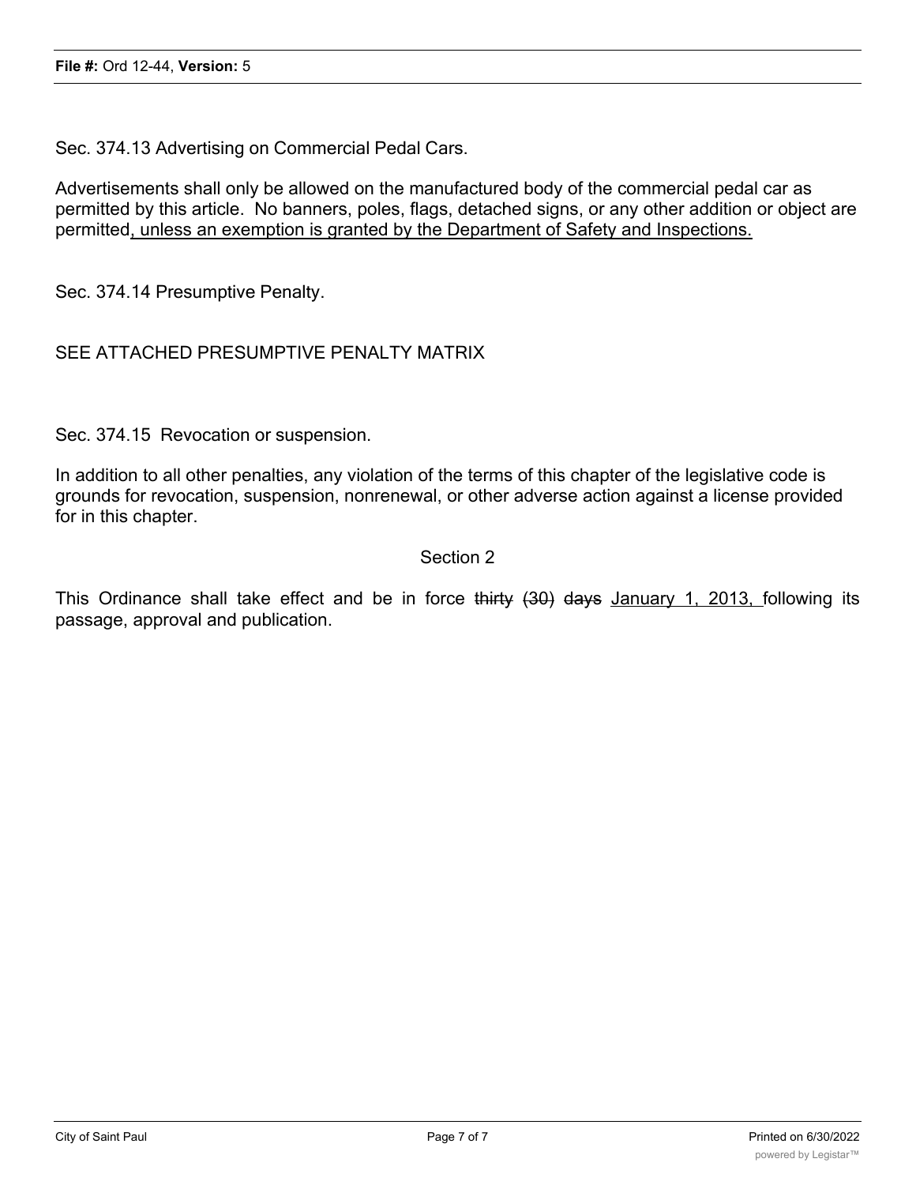Sec. 374.13 Advertising on Commercial Pedal Cars.

Advertisements shall only be allowed on the manufactured body of the commercial pedal car as permitted by this article. No banners, poles, flags, detached signs, or any other addition or object are permitted<u>, unless an exemption is granted by the Department of Safety and Inspections.</u>

Sec. 374.14 Presumptive Penalty.

SEE ATTACHED PRESUMPTIVE PENALTY MATRIX

Sec. 374.15 Revocation or suspension.

In addition to all other penalties, any violation of the terms of this chapter of the legislative code is grounds for revocation, suspension, nonrenewal, or other adverse action against a license provided for in this chapter.

Section 2

This Ordinance shall take effect and be in force ~~thirty (30) days~~ <u>January 1, 2013,</u> following its passage, approval and publication.